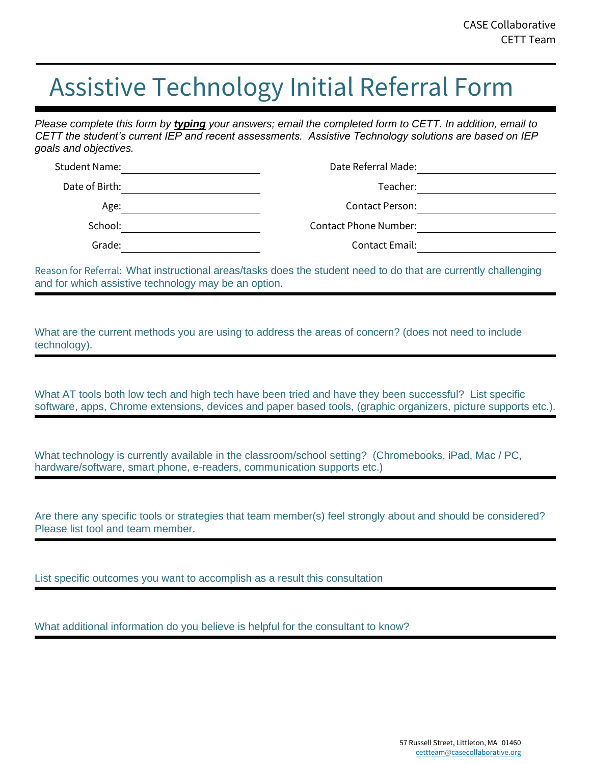CASE Collaborative
CETT Team

# Assistive Technology Initial Referral Form

*Please complete this form by **typing** your answers; email the completed form to CETT. In addition, email to CETT the student's current IEP and recent assessments. Assistive Technology solutions are based on IEP goals and objectives.*

| | | | |
|---|---|---|---|
| Student Name: | | Date Referral Made: | |
| Date of Birth: | | Teacher: | |
| Age: | | Contact Person: | |
| School: | | Contact Phone Number: | |
| Grade: | | Contact Email: | |

Reason for Referral: What instructional areas/tasks does the student need to do that are currently challenging and for which assistive technology may be an option.

What are the current methods you are using to address the areas of concern? (does not need to include technology).

What AT tools both low tech and high tech have been tried and have they been successful? List specific software, apps, Chrome extensions, devices and paper based tools, (graphic organizers, picture supports etc.).

What technology is currently available in the classroom/school setting? (Chromebooks, iPad, Mac / PC, hardware/software, smart phone, e-readers, communication supports etc.)

Are there any specific tools or strategies that team member(s) feel strongly about and should be considered? Please list tool and team member.

List specific outcomes you want to accomplish as a result this consultation

What additional information do you believe is helpful for the consultant to know?

57 Russell Street, Littleton, MA 01460
cettteam@casecollaborative.org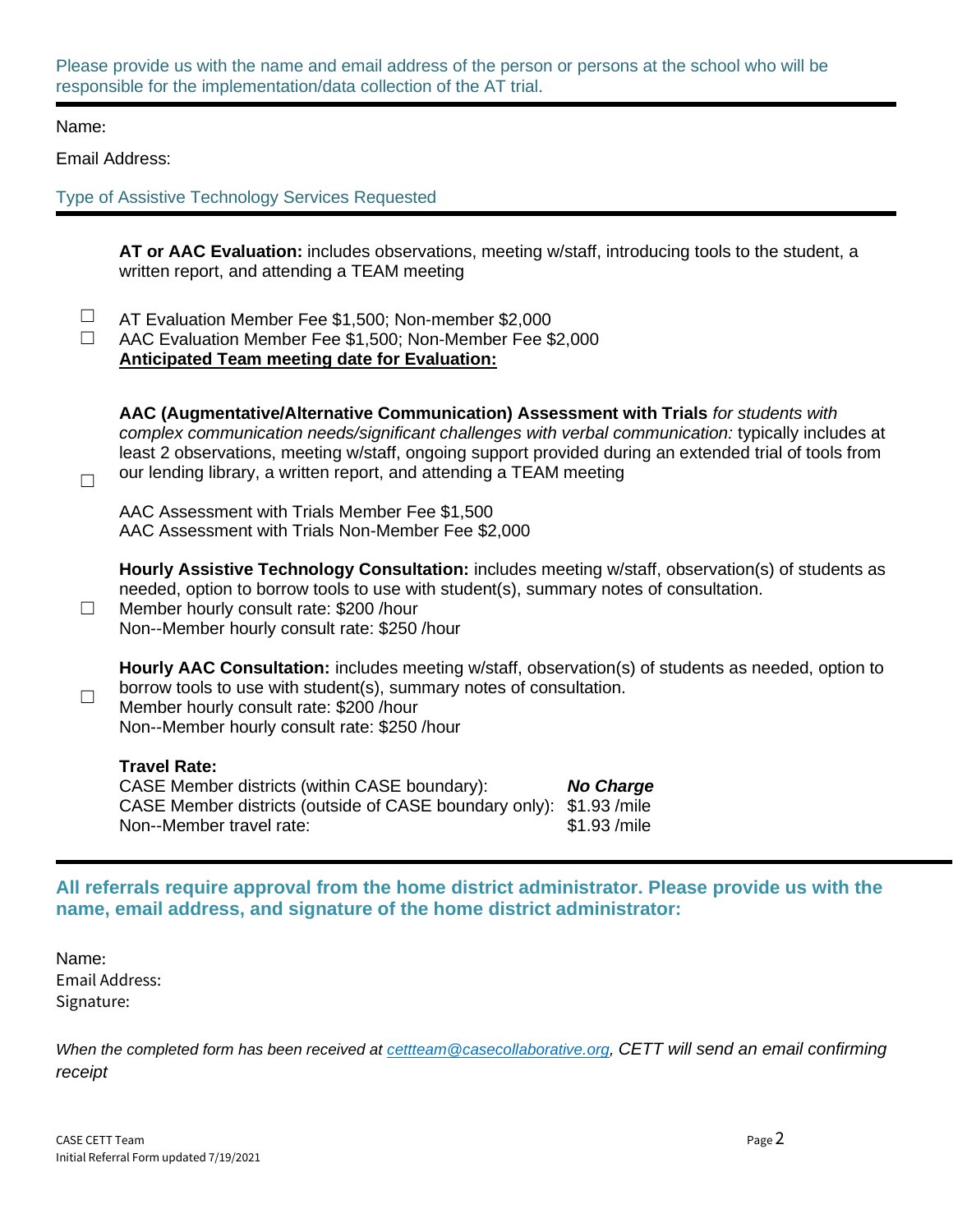Please provide us with the name and email address of the person or persons at the school who will be responsible for the implementation/data collection of the AT trial.

Name:

Email Address:

## Type of Assistive Technology Services Requested

**AT or AAC Evaluation:** includes observations, meeting w/staff, introducing tools to the student, a written report, and attending a TEAM meeting

☐ AT Evaluation Member Fee $1,500; Non-member $2,000

☐ AAC Evaluation Member Fee $1,500; Non-Member Fee $2,000

**Anticipated Team meeting date for Evaluation:**

☐ **AAC (Augmentative/Alternative Communication) Assessment with Trials** *for students with complex communication needs/significant challenges with verbal communication:* typically includes at least 2 observations, meeting w/staff, ongoing support provided during an extended trial of tools from our lending library, a written report, and attending a TEAM meeting

AAC Assessment with Trials Member Fee $1,500
AAC Assessment with Trials Non-Member Fee $2,000

☐ **Hourly Assistive Technology Consultation:** includes meeting w/staff, observation(s) of students as needed, option to borrow tools to use with student(s), summary notes of consultation.
Member hourly consult rate: $200 /hour
Non--Member hourly consult rate: $250 /hour

☐ **Hourly AAC Consultation:** includes meeting w/staff, observation(s) of students as needed, option to borrow tools to use with student(s), summary notes of consultation.
Member hourly consult rate: $200 /hour
Non--Member hourly consult rate: $250 /hour

**Travel Rate:**

| | |
|---|---|
| CASE Member districts (within CASE boundary): | ***No Charge*** |
| CASE Member districts (outside of CASE boundary only): | $1.93 /mile |
| Non--Member travel rate: | $1.93 /mile |

**All referrals require approval from the home district administrator. Please provide us with the name, email address, and signature of the home district administrator:**

Name:
Email Address:
Signature:

*When the completed form has been received at cettteam@casecollaborative.org, CETT will send an email confirming receipt*

CASE CETT Team
Initial Referral Form updated 7/19/2021